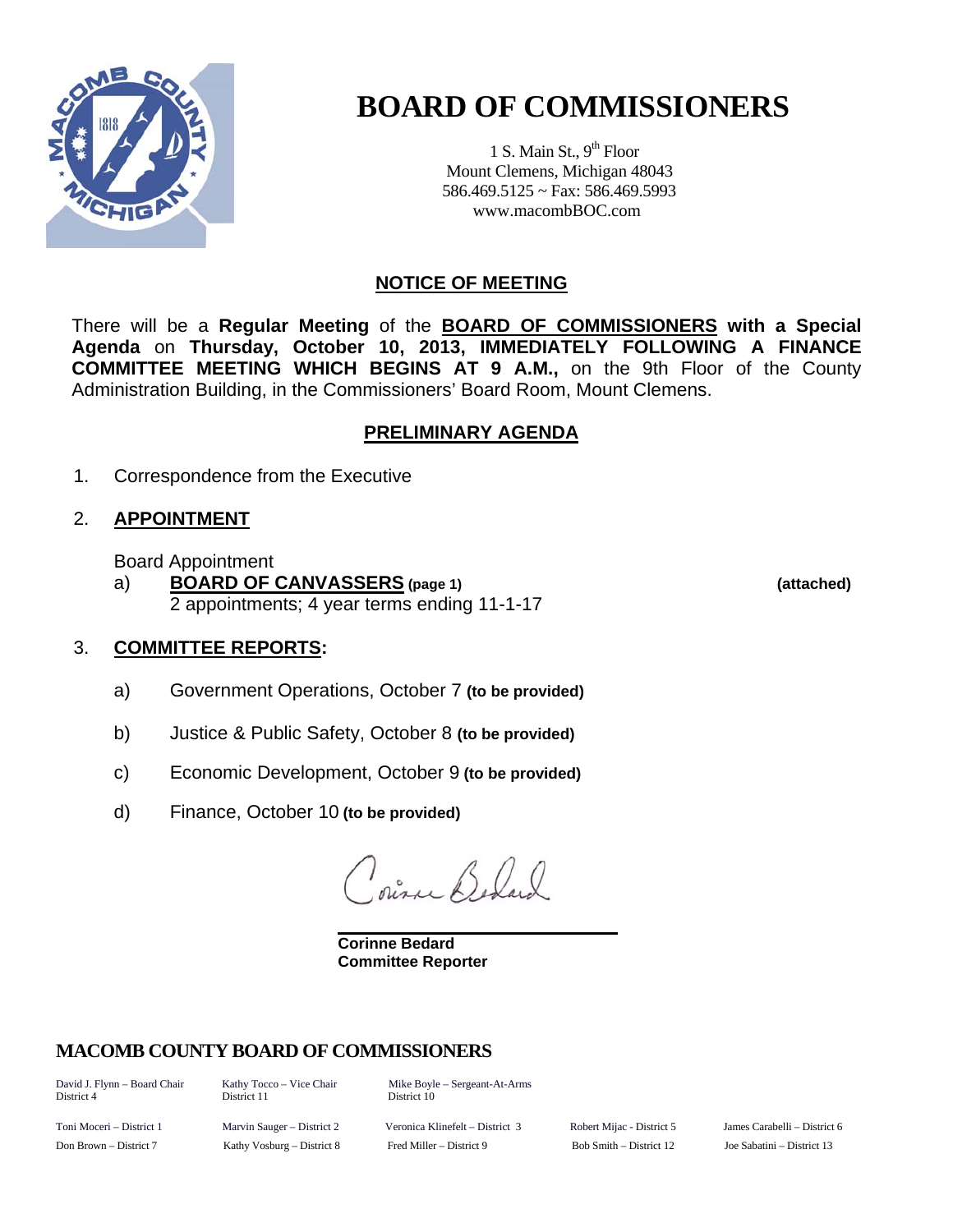# BOARD OF COMMISSIONERS

1 S. Main St., 9th Floor
Mount Clemens, Michigan 48043
586.469.5125 ~ Fax: 586.469.5993
www.macombBOC.com

## NOTICE OF MEETING

There will be a **Regular Meeting** of the **BOARD OF COMMISSIONERS with a Special Agenda** on **Thursday, October 10, 2013, IMMEDIATELY FOLLOWING A FINANCE COMMITTEE MEETING WHICH BEGINS AT 9 A.M.,** on the 9th Floor of the County Administration Building, in the Commissioners' Board Room, Mount Clemens.

## PRELIMINARY AGENDA

1. Correspondence from the Executive

2. **APPOINTMENT**

   Board Appointment

   a) **BOARD OF CANVASSERS (page 1)** **(attached)**
   2 appointments; 4 year terms ending 11-1-17

3. **COMMITTEE REPORTS:**

   a) Government Operations, October 7 **(to be provided)**

   b) Justice & Public Safety, October 8 **(to be provided)**

   c) Economic Development, October 9 **(to be provided)**

   d) Finance, October 10 **(to be provided)**

Corinne Bedard

**Corinne Bedard**
**Committee Reporter**

### MACOMB COUNTY BOARD OF COMMISSIONERS

David J. Flynn – Board Chair, District 4
Kathy Tocco – Vice Chair, District 11
Mike Boyle – Sergeant-At-Arms, District 10

Toni Moceri – District 1
Marvin Sauger – District 2
Veronica Klinefelt – District 3
Robert Mijac - District 5
James Carabelli – District 6
Don Brown – District 7
Kathy Vosburg – District 8
Fred Miller – District 9
Bob Smith – District 12
Joe Sabatini – District 13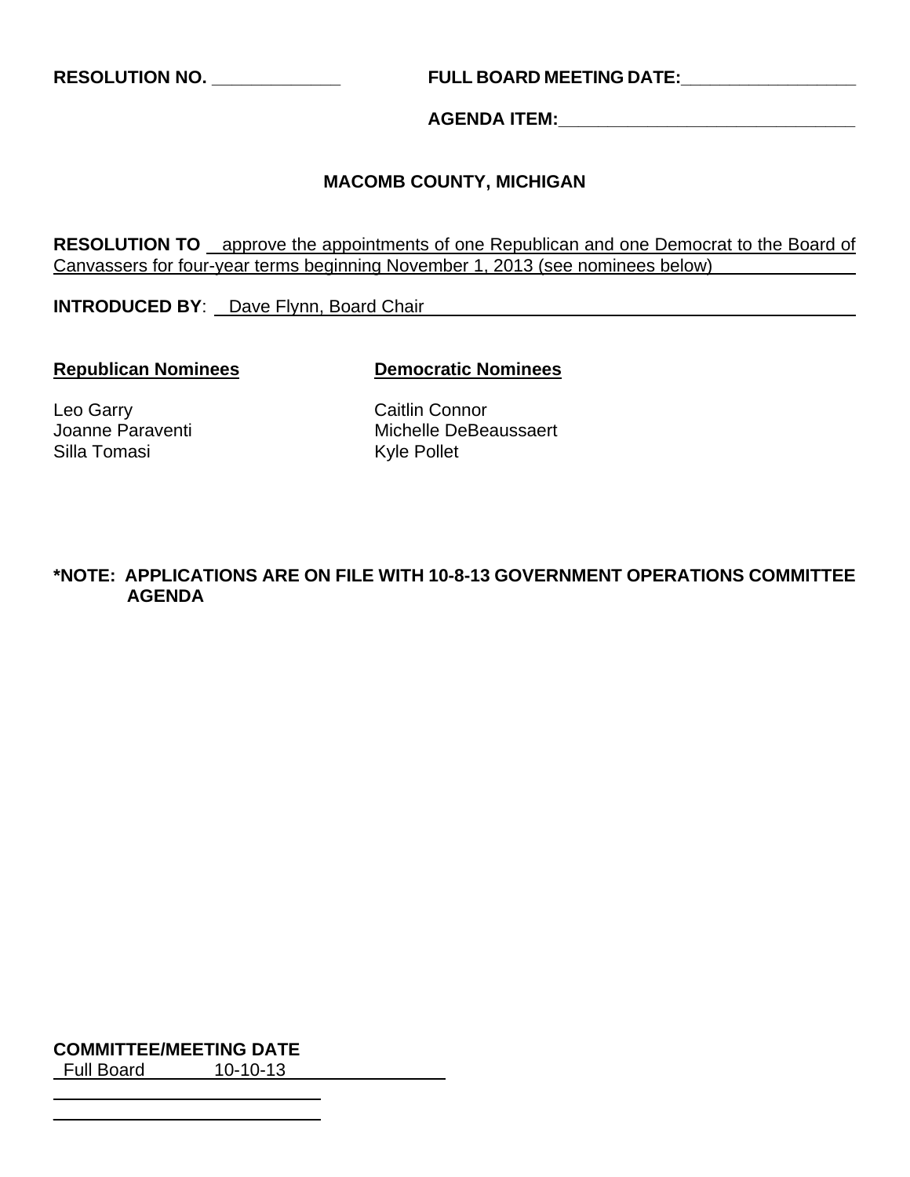**RESOLUTION NO. ____________** **FULL BOARD MEETING DATE:________________**

**AGENDA ITEM:_____________________________**

**MACOMB COUNTY, MICHIGAN**

**RESOLUTION TO** approve the appointments of one Republican and one Democrat to the Board of Canvassers for four-year terms beginning November 1, 2013 (see nominees below)

**INTRODUCED BY**: Dave Flynn, Board Chair

| **Republican Nominees** | **Democratic Nominees** |
|---|---|
| Leo Garry | Caitlin Connor |
| Joanne Paraventi | Michelle DeBeaussaert |
| Silla Tomasi | Kyle Pollet |

**\*NOTE: APPLICATIONS ARE ON FILE WITH 10-8-13 GOVERNMENT OPERATIONS COMMITTEE AGENDA**

**COMMITTEE/MEETING DATE**

Full Board 10-10-13